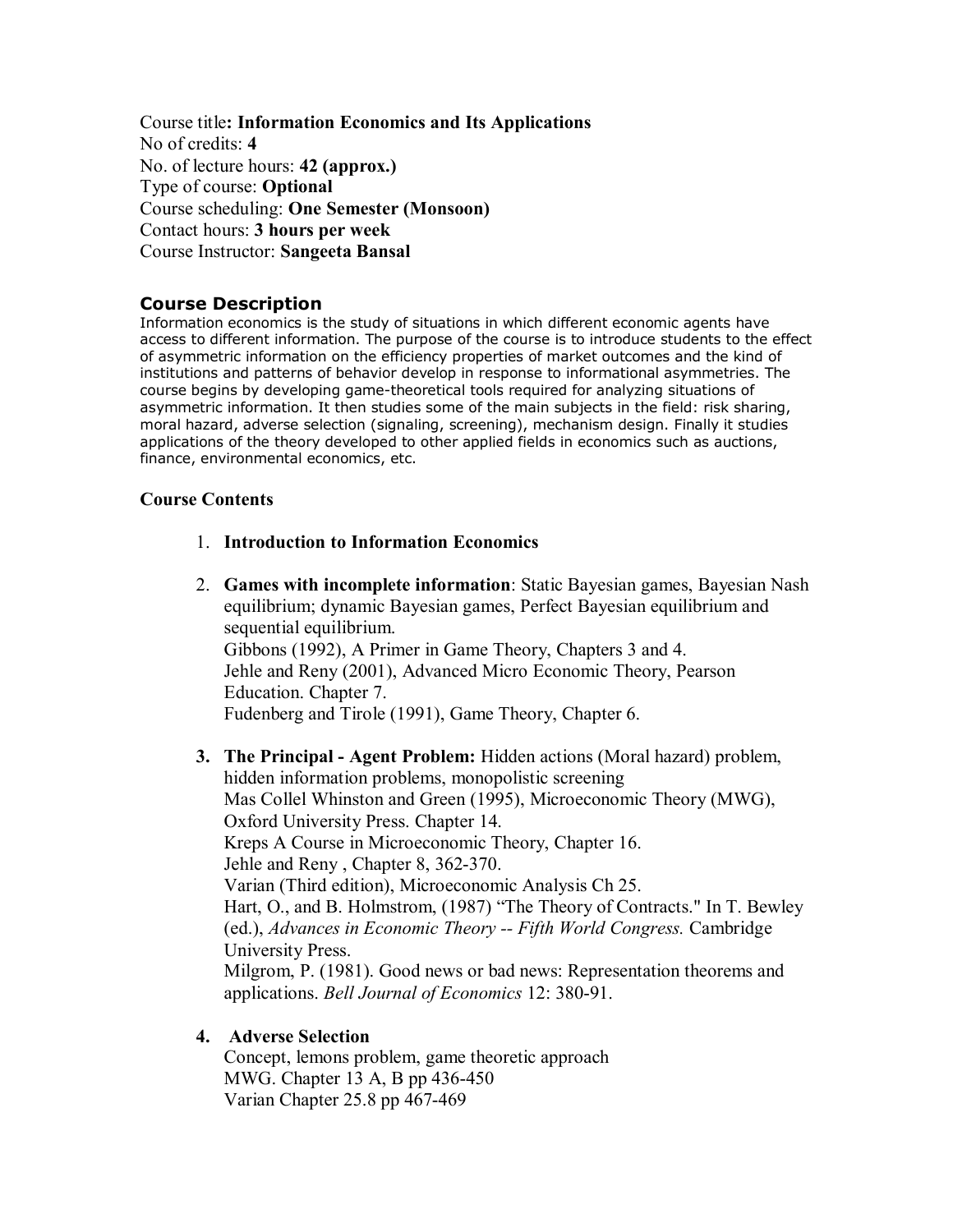Course title**: Information Economics and Its Applications**
No of credits: **4**
No. of lecture hours: **42 (approx.)**
Type of course: **Optional**
Course scheduling: **One Semester (Monsoon)**
Contact hours: **3 hours per week**
Course Instructor: **Sangeeta Bansal**

## Course Description

Information economics is the study of situations in which different economic agents have access to different information. The purpose of the course is to introduce students to the effect of asymmetric information on the efficiency properties of market outcomes and the kind of institutions and patterns of behavior develop in response to informational asymmetries. The course begins by developing game-theoretical tools required for analyzing situations of asymmetric information. It then studies some of the main subjects in the field: risk sharing, moral hazard, adverse selection (signaling, screening), mechanism design. Finally it studies applications of the theory developed to other applied fields in economics such as auctions, finance, environmental economics, etc.

## Course Contents

1. **Introduction to Information Economics**

2. **Games with incomplete information**: Static Bayesian games, Bayesian Nash equilibrium; dynamic Bayesian games, Perfect Bayesian equilibrium and sequential equilibrium.
   Gibbons (1992), A Primer in Game Theory, Chapters 3 and 4.
   Jehle and Reny (2001), Advanced Micro Economic Theory, Pearson Education. Chapter 7.
   Fudenberg and Tirole (1991), Game Theory, Chapter 6.

3. **The Principal - Agent Problem:** Hidden actions (Moral hazard) problem, hidden information problems, monopolistic screening
   Mas Collel Whinston and Green (1995), Microeconomic Theory (MWG), Oxford University Press. Chapter 14.
   Kreps A Course in Microeconomic Theory, Chapter 16.
   Jehle and Reny , Chapter 8, 362-370.
   Varian (Third edition), Microeconomic Analysis Ch 25.
   Hart, O., and B. Holmstrom, (1987) "The Theory of Contracts." In T. Bewley (ed.), *Advances in Economic Theory -- Fifth World Congress.* Cambridge University Press.
   Milgrom, P. (1981). Good news or bad news: Representation theorems and applications. *Bell Journal of Economics* 12: 380-91.

4. **Adverse Selection**
   Concept, lemons problem, game theoretic approach
   MWG. Chapter 13 A, B pp 436-450
   Varian Chapter 25.8 pp 467-469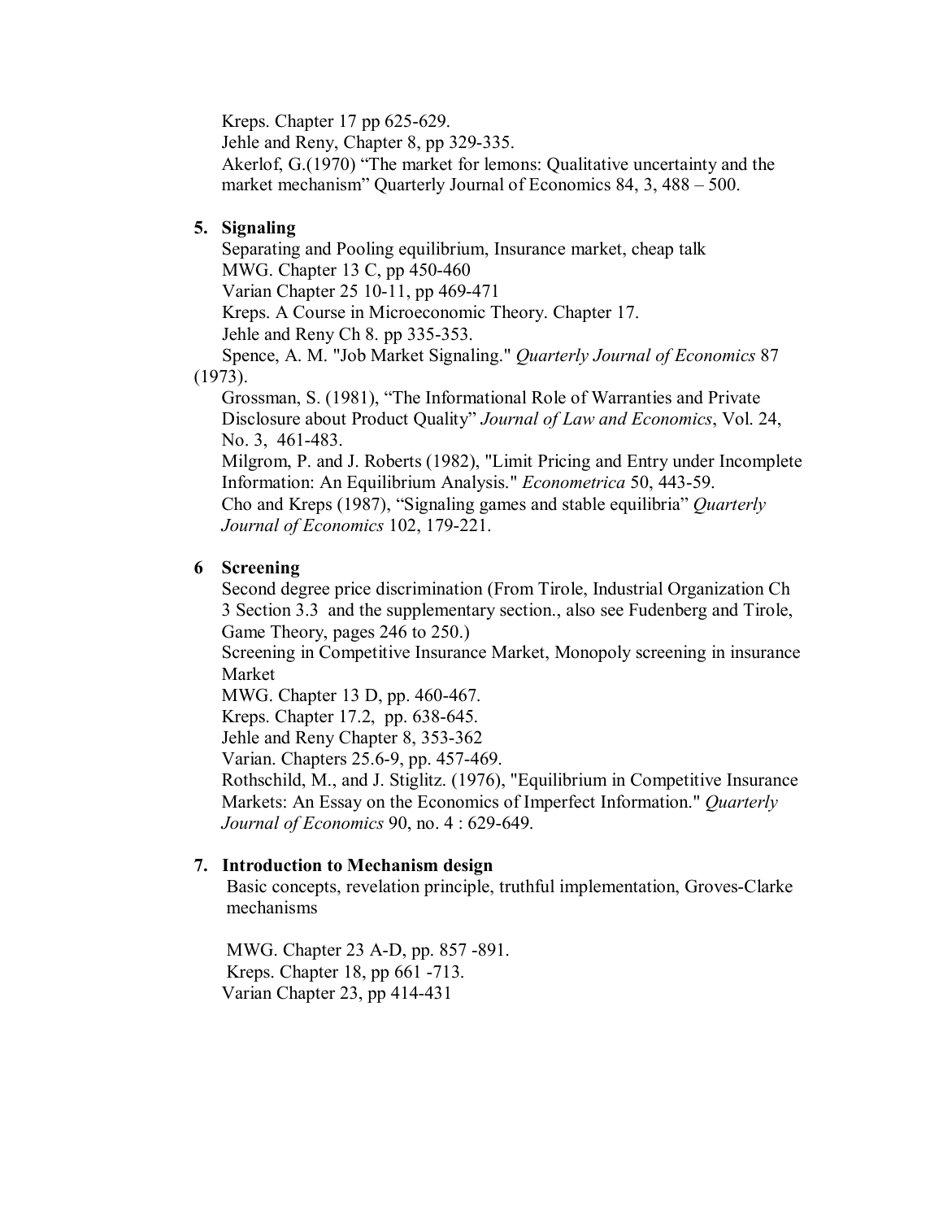Kreps. Chapter 17 pp 625-629.
Jehle and Reny, Chapter 8, pp 329-335.
Akerlof, G.(1970) "The market for lemons: Qualitative uncertainty and the market mechanism" Quarterly Journal of Economics 84, 3, 488 – 500.

5. **Signaling**

Separating and Pooling equilibrium, Insurance market, cheap talk
MWG. Chapter 13 C, pp 450-460
Varian Chapter 25 10-11, pp 469-471
Kreps. A Course in Microeconomic Theory. Chapter 17.
Jehle and Reny Ch 8. pp 335-353.
Spence, A. M. "Job Market Signaling." *Quarterly Journal of Economics* 87 (1973).
Grossman, S. (1981), "The Informational Role of Warranties and Private Disclosure about Product Quality" *Journal of Law and Economics*, Vol. 24, No. 3, 461-483.
Milgrom, P. and J. Roberts (1982), "Limit Pricing and Entry under Incomplete Information: An Equilibrium Analysis." *Econometrica* 50, 443-59.
Cho and Kreps (1987), "Signaling games and stable equilibria" *Quarterly Journal of Economics* 102, 179-221.

6 **Screening**

Second degree price discrimination (From Tirole, Industrial Organization Ch 3 Section 3.3 and the supplementary section., also see Fudenberg and Tirole, Game Theory, pages 246 to 250.)
Screening in Competitive Insurance Market, Monopoly screening in insurance Market
MWG. Chapter 13 D, pp. 460-467.
Kreps. Chapter 17.2, pp. 638-645.
Jehle and Reny Chapter 8, 353-362
Varian. Chapters 25.6-9, pp. 457-469.
Rothschild, M., and J. Stiglitz. (1976), "Equilibrium in Competitive Insurance Markets: An Essay on the Economics of Imperfect Information." *Quarterly Journal of Economics* 90, no. 4 : 629-649.

7. **Introduction to Mechanism design**

Basic concepts, revelation principle, truthful implementation, Groves-Clarke mechanisms

MWG. Chapter 23 A-D, pp. 857 -891.
Kreps. Chapter 18, pp 661 -713.
Varian Chapter 23, pp 414-431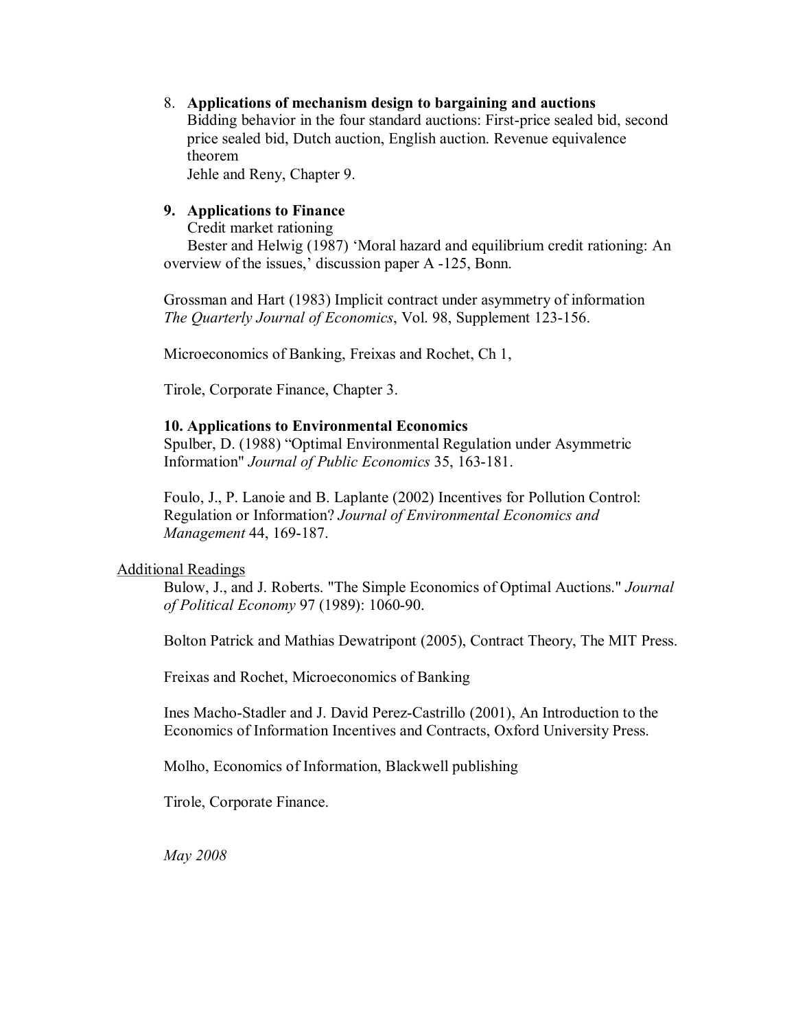8. **Applications of mechanism design to bargaining and auctions**
   Bidding behavior in the four standard auctions: First-price sealed bid, second price sealed bid, Dutch auction, English auction. Revenue equivalence theorem
   Jehle and Reny, Chapter 9.

9. **Applications to Finance**
   Credit market rationing
   Bester and Helwig (1987) 'Moral hazard and equilibrium credit rationing: An overview of the issues,' discussion paper A -125, Bonn.

   Grossman and Hart (1983) Implicit contract under asymmetry of information *The Quarterly Journal of Economics*, Vol. 98, Supplement 123-156.

   Microeconomics of Banking, Freixas and Rochet, Ch 1,

   Tirole, Corporate Finance, Chapter 3.

10. **Applications to Environmental Economics**
    Spulber, D. (1988) "Optimal Environmental Regulation under Asymmetric Information" *Journal of Public Economics* 35, 163-181.

    Foulo, J., P. Lanoie and B. Laplante (2002) Incentives for Pollution Control: Regulation or Information? *Journal of Environmental Economics and Management* 44, 169-187.

<u>Additional Readings</u>

Bulow, J., and J. Roberts. "The Simple Economics of Optimal Auctions." *Journal of Political Economy* 97 (1989): 1060-90.

Bolton Patrick and Mathias Dewatripont (2005), Contract Theory, The MIT Press.

Freixas and Rochet, Microeconomics of Banking

Ines Macho-Stadler and J. David Perez-Castrillo (2001), An Introduction to the Economics of Information Incentives and Contracts, Oxford University Press.

Molho, Economics of Information, Blackwell publishing

Tirole, Corporate Finance.

*May 2008*